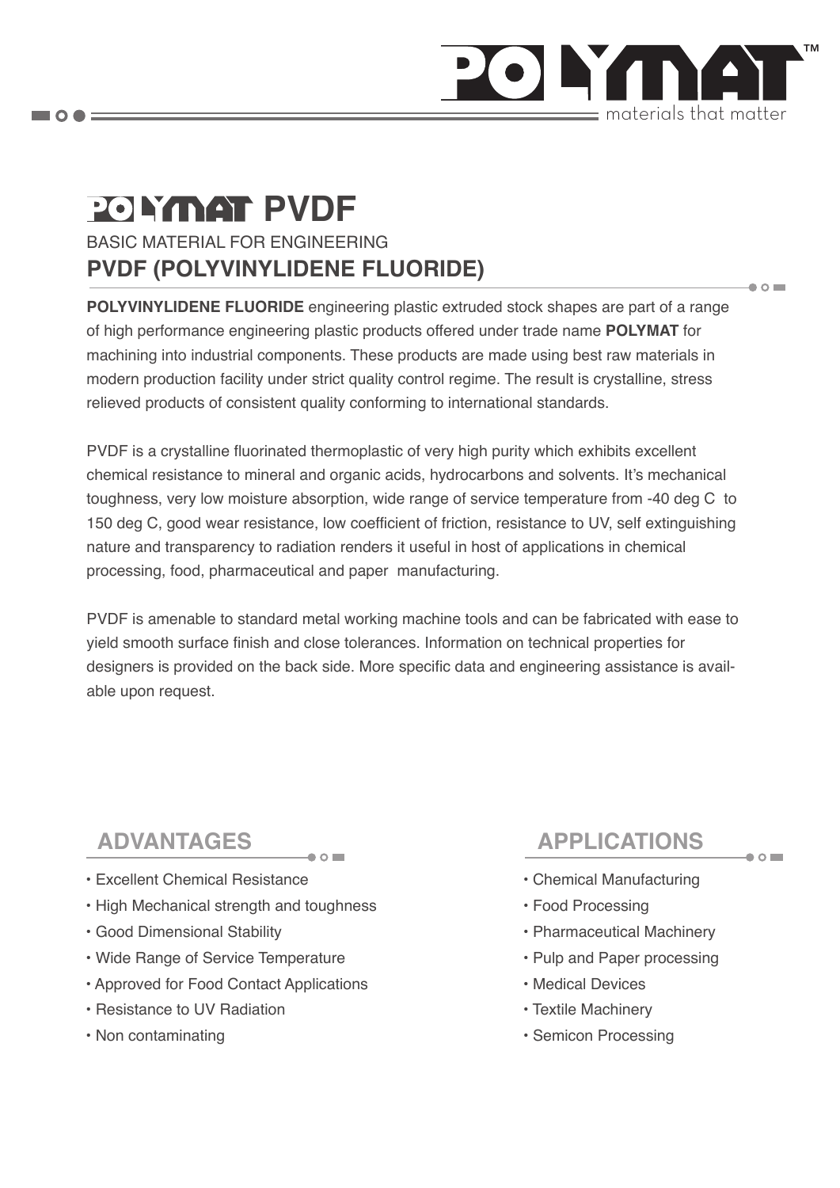# POLYMAT PVDF

BASIC MATERIAL FOR ENGINEERING

## PVDF (POLYVINYLIDENE FLUORIDE)

**POLYVINYLIDENE FLUORIDE** engineering plastic extruded stock shapes are part of a range of high performance engineering plastic products offered under trade name **POLYMAT** for machining into industrial components. These products are made using best raw materials in modern production facility under strict quality control regime. The result is crystalline, stress relieved products of consistent quality conforming to international standards.

PVDF is a crystalline fluorinated thermoplastic of very high purity which exhibits excellent chemical resistance to mineral and organic acids, hydrocarbons and solvents. It's mechanical toughness, very low moisture absorption, wide range of service temperature from -40 deg C to 150 deg C, good wear resistance, low coefficient of friction, resistance to UV, self extinguishing nature and transparency to radiation renders it useful in host of applications in chemical processing, food, pharmaceutical and paper manufacturing.

PVDF is amenable to standard metal working machine tools and can be fabricated with ease to yield smooth surface finish and close tolerances. Information on technical properties for designers is provided on the back side. More specific data and engineering assistance is available upon request.

## ADVANTAGES

- Excellent Chemical Resistance
- High Mechanical strength and toughness
- Good Dimensional Stability
- Wide Range of Service Temperature
- Approved for Food Contact Applications
- Resistance to UV Radiation
- Non contaminating

## APPLICATIONS

- Chemical Manufacturing
- Food Processing
- Pharmaceutical Machinery
- Pulp and Paper processing
- Medical Devices
- Textile Machinery
- Semicon Processing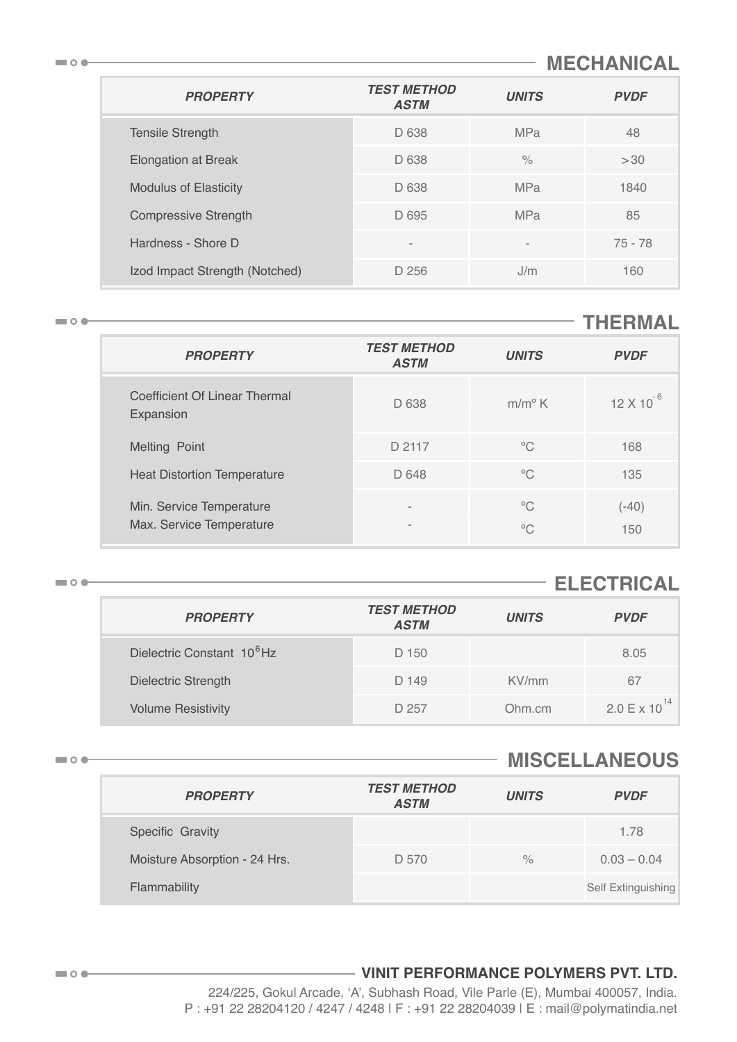## MECHANICAL

| PROPERTY | TEST METHOD ASTM | UNITS | PVDF |
|---|---|---|---|
| Tensile Strength | D 638 | MPa | 48 |
| Elongation at Break | D 638 | % | >30 |
| Modulus of Elasticity | D 638 | MPa | 1840 |
| Compressive Strength | D 695 | MPa | 85 |
| Hardness - Shore D | - | - | 75 - 78 |
| Izod Impact Strength (Notched) | D 256 | J/m | 160 |

## THERMAL

| PROPERTY | TEST METHOD ASTM | UNITS | PVDF |
|---|---|---|---|
| Coefficient Of Linear Thermal Expansion | D 638 | m/m° K | $12 \times 10^{-6}$ |
| Melting Point | D 2117 | °C | 168 |
| Heat Distortion Temperature | D 648 | °C | 135 |
| Min. Service Temperature | - | °C | (-40) |
| Max. Service Temperature | - | °C | 150 |

## ELECTRICAL

| PROPERTY | TEST METHOD ASTM | UNITS | PVDF |
|---|---|---|---|
| Dielectric Constant $10^6$Hz | D 150 | | 8.05 |
| Dielectric Strength | D 149 | KV/mm | 67 |
| Volume Resistivity | D 257 | Ohm.cm | $2.0 \text{ E} \times 10^{14}$ |

## MISCELLANEOUS

| PROPERTY | TEST METHOD ASTM | UNITS | PVDF |
|---|---|---|---|
| Specific Gravity | | | 1.78 |
| Moisture Absorption - 24 Hrs. | D 570 | % | 0.03 – 0.04 |
| Flammability | | | Self Extinguishing |

**VINIT PERFORMANCE POLYMERS PVT. LTD.**

224/225, Gokul Arcade, 'A', Subhash Road, Vile Parle (E), Mumbai 400057, India.
P : +91 22 28204120 / 4247 / 4248 I F : +91 22 28204039 I E : mail@polymatindia.net